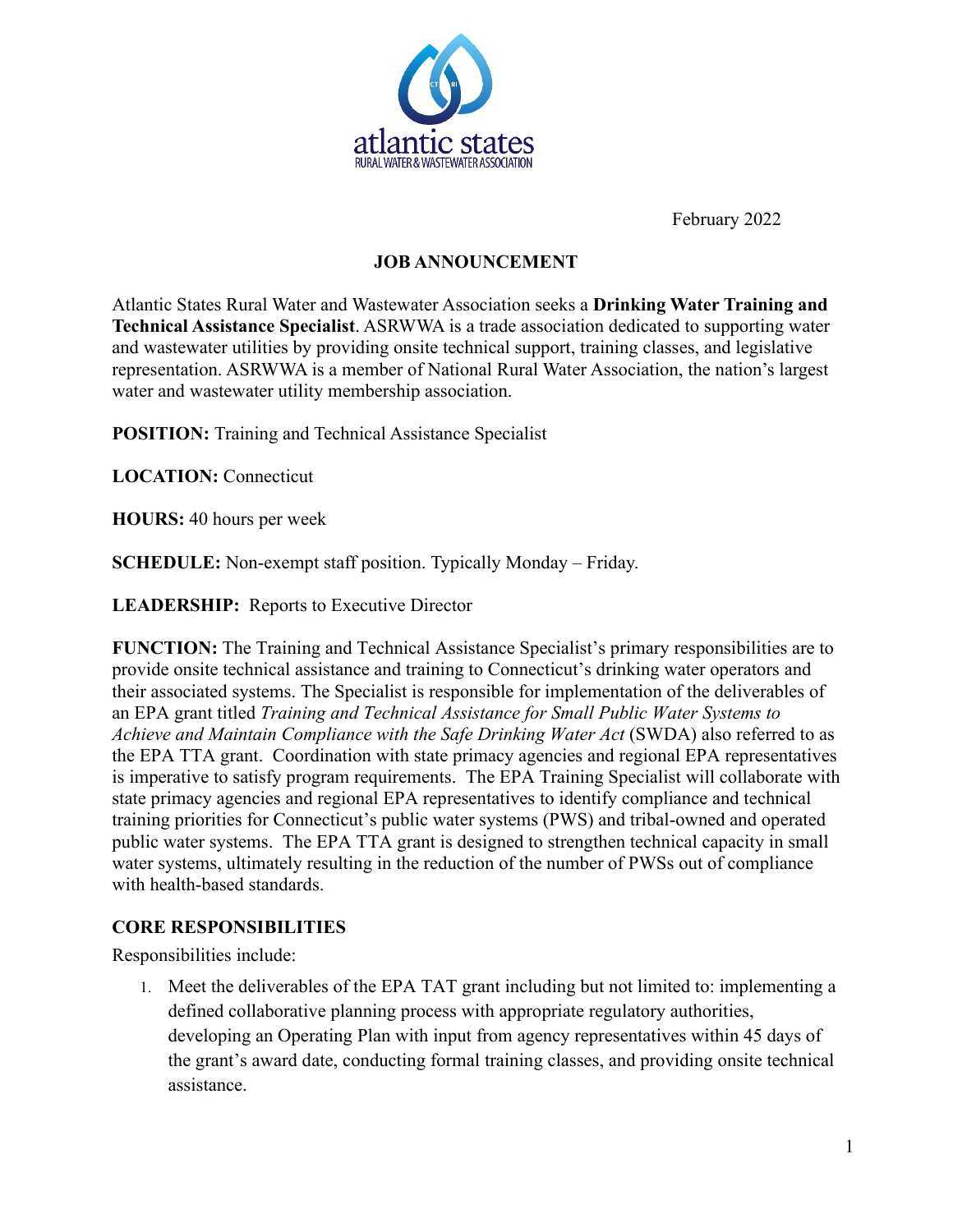atlantic states
RURAL WATER & WASTEWATER ASSOCIATION

February 2022

## JOB ANNOUNCEMENT

Atlantic States Rural Water and Wastewater Association seeks a **Drinking Water Training and Technical Assistance Specialist**. ASRWWA is a trade association dedicated to supporting water and wastewater utilities by providing onsite technical support, training classes, and legislative representation. ASRWWA is a member of National Rural Water Association, the nation's largest water and wastewater utility membership association.

**POSITION:** Training and Technical Assistance Specialist

**LOCATION:** Connecticut

**HOURS:** 40 hours per week

**SCHEDULE:** Non-exempt staff position. Typically Monday – Friday.

**LEADERSHIP:** Reports to Executive Director

**FUNCTION:** The Training and Technical Assistance Specialist's primary responsibilities are to provide onsite technical assistance and training to Connecticut's drinking water operators and their associated systems. The Specialist is responsible for implementation of the deliverables of an EPA grant titled *Training and Technical Assistance for Small Public Water Systems to Achieve and Maintain Compliance with the Safe Drinking Water Act* (SWDA) also referred to as the EPA TTA grant. Coordination with state primacy agencies and regional EPA representatives is imperative to satisfy program requirements. The EPA Training Specialist will collaborate with state primacy agencies and regional EPA representatives to identify compliance and technical training priorities for Connecticut's public water systems (PWS) and tribal-owned and operated public water systems. The EPA TTA grant is designed to strengthen technical capacity in small water systems, ultimately resulting in the reduction of the number of PWSs out of compliance with health-based standards.

### CORE RESPONSIBILITIES

Responsibilities include:

1. Meet the deliverables of the EPA TAT grant including but not limited to: implementing a defined collaborative planning process with appropriate regulatory authorities, developing an Operating Plan with input from agency representatives within 45 days of the grant's award date, conducting formal training classes, and providing onsite technical assistance.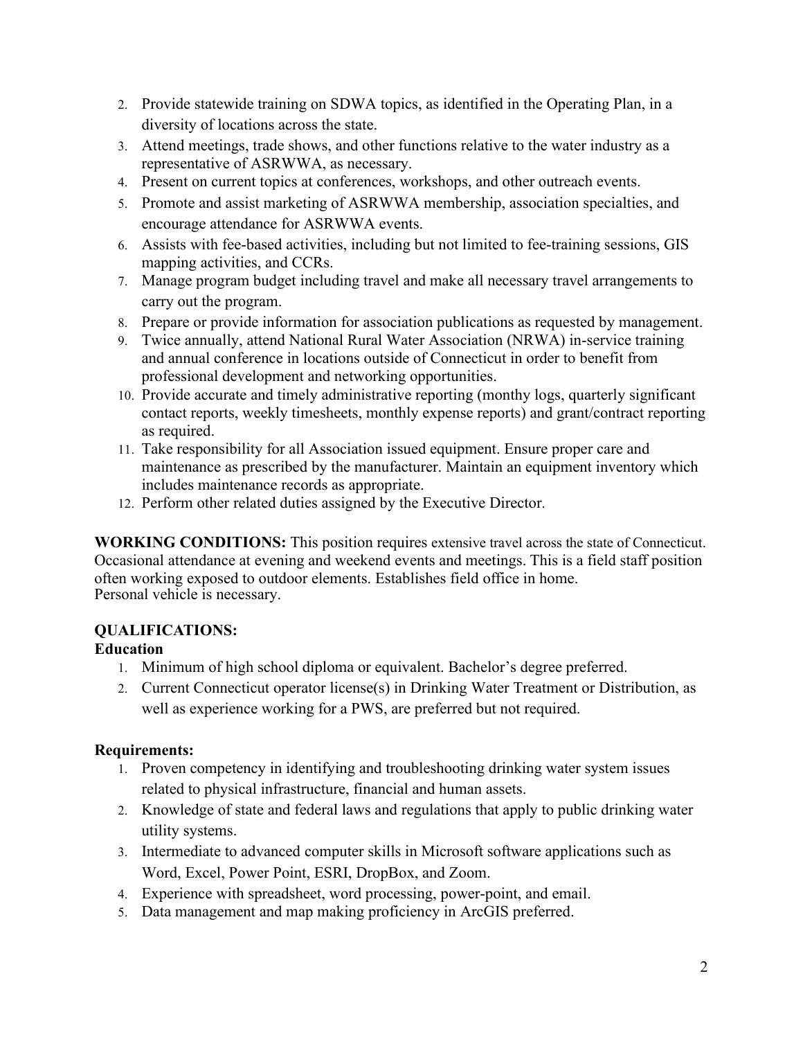2. Provide statewide training on SDWA topics, as identified in the Operating Plan, in a diversity of locations across the state.
3. Attend meetings, trade shows, and other functions relative to the water industry as a representative of ASRWWA, as necessary.
4. Present on current topics at conferences, workshops, and other outreach events.
5. Promote and assist marketing of ASRWWA membership, association specialties, and encourage attendance for ASRWWA events.
6. Assists with fee-based activities, including but not limited to fee-training sessions, GIS mapping activities, and CCRs.
7. Manage program budget including travel and make all necessary travel arrangements to carry out the program.
8. Prepare or provide information for association publications as requested by management.
9. Twice annually, attend National Rural Water Association (NRWA) in-service training and annual conference in locations outside of Connecticut in order to benefit from professional development and networking opportunities.
10. Provide accurate and timely administrative reporting (monthy logs, quarterly significant contact reports, weekly timesheets, monthly expense reports) and grant/contract reporting as required.
11. Take responsibility for all Association issued equipment. Ensure proper care and maintenance as prescribed by the manufacturer. Maintain an equipment inventory which includes maintenance records as appropriate.
12. Perform other related duties assigned by the Executive Director.

**WORKING CONDITIONS:** This position requires extensive travel across the state of Connecticut. Occasional attendance at evening and weekend events and meetings. This is a field staff position often working exposed to outdoor elements. Establishes field office in home.
Personal vehicle is necessary.

**QUALIFICATIONS:**

**Education**

1. Minimum of high school diploma or equivalent. Bachelor's degree preferred.
2. Current Connecticut operator license(s) in Drinking Water Treatment or Distribution, as well as experience working for a PWS, are preferred but not required.

**Requirements:**

1. Proven competency in identifying and troubleshooting drinking water system issues related to physical infrastructure, financial and human assets.
2. Knowledge of state and federal laws and regulations that apply to public drinking water utility systems.
3. Intermediate to advanced computer skills in Microsoft software applications such as Word, Excel, Power Point, ESRI, DropBox, and Zoom.
4. Experience with spreadsheet, word processing, power-point, and email.
5. Data management and map making proficiency in ArcGIS preferred.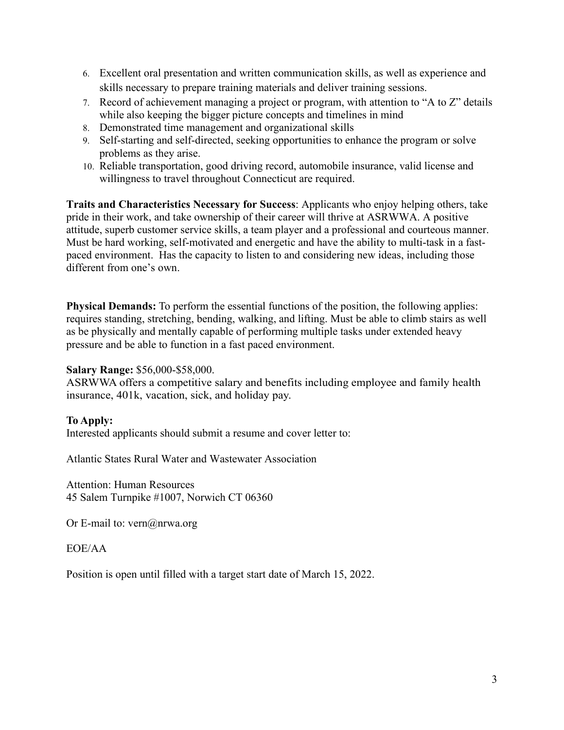6. Excellent oral presentation and written communication skills, as well as experience and skills necessary to prepare training materials and deliver training sessions.
7. Record of achievement managing a project or program, with attention to "A to Z" details while also keeping the bigger picture concepts and timelines in mind
8. Demonstrated time management and organizational skills
9. Self-starting and self-directed, seeking opportunities to enhance the program or solve problems as they arise.
10. Reliable transportation, good driving record, automobile insurance, valid license and willingness to travel throughout Connecticut are required.

**Traits and Characteristics Necessary for Success**: Applicants who enjoy helping others, take pride in their work, and take ownership of their career will thrive at ASRWWA. A positive attitude, superb customer service skills, a team player and a professional and courteous manner. Must be hard working, self-motivated and energetic and have the ability to multi-task in a fast-paced environment. Has the capacity to listen to and considering new ideas, including those different from one's own.

**Physical Demands:** To perform the essential functions of the position, the following applies: requires standing, stretching, bending, walking, and lifting. Must be able to climb stairs as well as be physically and mentally capable of performing multiple tasks under extended heavy pressure and be able to function in a fast paced environment.

**Salary Range:** $56,000-$58,000.
ASRWWA offers a competitive salary and benefits including employee and family health insurance, 401k, vacation, sick, and holiday pay.

**To Apply:**
Interested applicants should submit a resume and cover letter to:

Atlantic States Rural Water and Wastewater Association

Attention: Human Resources
45 Salem Turnpike #1007, Norwich CT 06360

Or E-mail to: vern@nrwa.org

EOE/AA

Position is open until filled with a target start date of March 15, 2022.